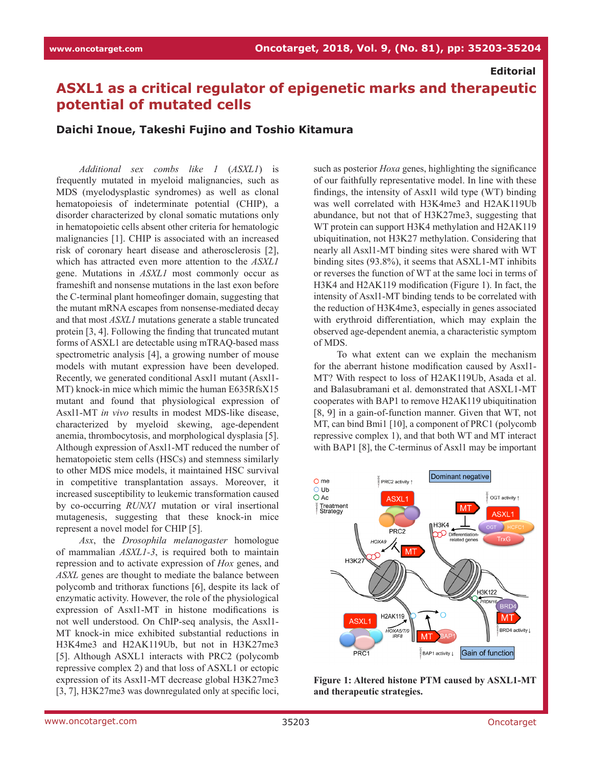Editorial

# ASXL1 as a critical regulator of epigenetic marks and therapeutic potential of mutated cells

**Daichi Inoue, Takeshi Fujino and Toshio Kitamura**

*Additional sex combs like 1* (*ASXL1*) is frequently mutated in myeloid malignancies, such as MDS (myelodysplastic syndromes) as well as clonal hematopoiesis of indeterminate potential (CHIP), a disorder characterized by clonal somatic mutations only in hematopoietic cells absent other criteria for hematologic malignancies [1]. CHIP is associated with an increased risk of coronary heart disease and atherosclerosis [2], which has attracted even more attention to the *ASXL1* gene. Mutations in *ASXL1* most commonly occur as frameshift and nonsense mutations in the last exon before the C-terminal plant homeofinger domain, suggesting that the mutant mRNA escapes from nonsense-mediated decay and that most *ASXL1* mutations generate a stable truncated protein [3, 4]. Following the finding that truncated mutant forms of ASXL1 are detectable using mTRAQ-based mass spectrometric analysis [4], a growing number of mouse models with mutant expression have been developed. Recently, we generated conditional Asxl1 mutant (Asxl1-MT) knock-in mice which mimic the human E635RfsX15 mutant and found that physiological expression of Asxl1-MT *in vivo* results in modest MDS-like disease, characterized by myeloid skewing, age-dependent anemia, thrombocytosis, and morphological dysplasia [5]. Although expression of Asxl1-MT reduced the number of hematopoietic stem cells (HSCs) and stemness similarly to other MDS mice models, it maintained HSC survival in competitive transplantation assays. Moreover, it increased susceptibility to leukemic transformation caused by co-occurring *RUNX1* mutation or viral insertional mutagenesis, suggesting that these knock-in mice represent a novel model for CHIP [5].

*Asx*, the *Drosophila melanogaster* homologue of mammalian *ASXL1-3*, is required both to maintain repression and to activate expression of *Hox* genes, and *ASXL* genes are thought to mediate the balance between polycomb and trithorax functions [6], despite its lack of enzymatic activity. However, the role of the physiological expression of Asxl1-MT in histone modifications is not well understood. On ChIP-seq analysis, the Asxl1-MT knock-in mice exhibited substantial reductions in H3K4me3 and H2AK119Ub, but not in H3K27me3 [5]. Although ASXL1 interacts with PRC2 (polycomb repressive complex 2) and that loss of ASXL1 or ectopic expression of its Asxl1-MT decrease global H3K27me3 [3, 7], H3K27me3 was downregulated only at specific loci, such as posterior *Hoxa* genes, highlighting the significance of our faithfully representative model. In line with these findings, the intensity of Asxl1 wild type (WT) binding was well correlated with H3K4me3 and H2AK119Ub abundance, but not that of H3K27me3, suggesting that WT protein can support H3K4 methylation and H2AK119 ubiquitination, not H3K27 methylation. Considering that nearly all Asxl1-MT binding sites were shared with WT binding sites (93.8%), it seems that ASXL1-MT inhibits or reverses the function of WT at the same loci in terms of H3K4 and H2AK119 modification (Figure 1). In fact, the intensity of Asxl1-MT binding tends to be correlated with the reduction of H3K4me3, especially in genes associated with erythroid differentiation, which may explain the observed age-dependent anemia, a characteristic symptom of MDS.

To what extent can we explain the mechanism for the aberrant histone modification caused by Asxl1-MT? With respect to loss of H2AK119Ub, Asada et al. and Balasubramani et al. demonstrated that ASXL1-MT cooperates with BAP1 to remove H2AK119 ubiquitination [8, 9] in a gain-of-function manner. Given that WT, not MT, can bind Bmi1 [10], a component of PRC1 (polycomb repressive complex 1), and that both WT and MT interact with BAP1 [8], the C-terminus of Asxl1 may be important

me
Ub
Ac
Treatment Strategy
PRC2 activity ↑
Dominant negative
OGT activity ↑
ASXL1
PRC2
MT
ASXL1
OGT
HCFC1
TrxG
H3K4
Differentiation-related genes
HOXA9
MT
H3K27
H3K122
PRDM16
BRD4
MT
BRD4 activity ↓
ASXL1
H2AK119
HOXA5/7/9
IRF8
MT
BAP1
PRC1
BAP1 activity ↓
Gain of function

**Figure 1: Altered histone PTM caused by ASXL1-MT and therapeutic strategies.**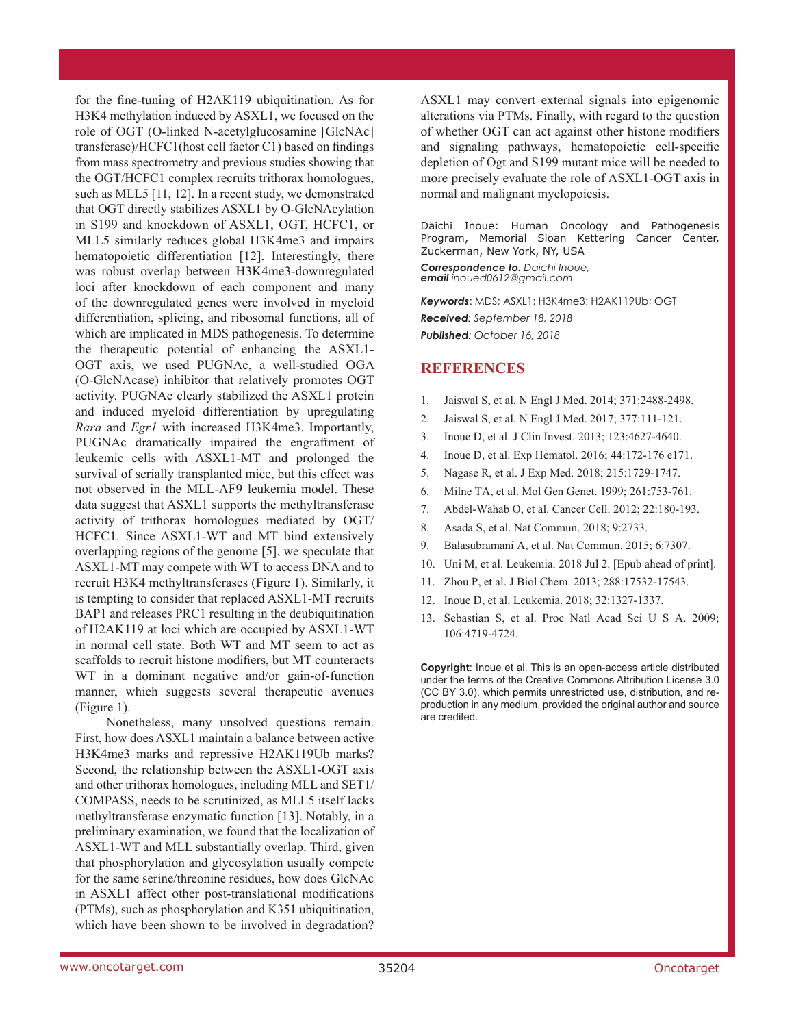for the fine-tuning of H2AK119 ubiquitination. As for H3K4 methylation induced by ASXL1, we focused on the role of OGT (O-linked N-acetylglucosamine [GlcNAc] transferase)/HCFC1(host cell factor C1) based on findings from mass spectrometry and previous studies showing that the OGT/HCFC1 complex recruits trithorax homologues, such as MLL5 [11, 12]. In a recent study, we demonstrated that OGT directly stabilizes ASXL1 by O-GlcNAcylation in S199 and knockdown of ASXL1, OGT, HCFC1, or MLL5 similarly reduces global H3K4me3 and impairs hematopoietic differentiation [12]. Interestingly, there was robust overlap between H3K4me3-downregulated loci after knockdown of each component and many of the downregulated genes were involved in myeloid differentiation, splicing, and ribosomal functions, all of which are implicated in MDS pathogenesis. To determine the therapeutic potential of enhancing the ASXL1-OGT axis, we used PUGNAc, a well-studied OGA (O-GlcNAcase) inhibitor that relatively promotes OGT activity. PUGNAc clearly stabilized the ASXL1 protein and induced myeloid differentiation by upregulating *Rara* and *Egr1* with increased H3K4me3. Importantly, PUGNAc dramatically impaired the engraftment of leukemic cells with ASXL1-MT and prolonged the survival of serially transplanted mice, but this effect was not observed in the MLL-AF9 leukemia model. These data suggest that ASXL1 supports the methyltransferase activity of trithorax homologues mediated by OGT/HCFC1. Since ASXL1-WT and MT bind extensively overlapping regions of the genome [5], we speculate that ASXL1-MT may compete with WT to access DNA and to recruit H3K4 methyltransferases (Figure 1). Similarly, it is tempting to consider that replaced ASXL1-MT recruits BAP1 and releases PRC1 resulting in the deubiquitination of H2AK119 at loci which are occupied by ASXL1-WT in normal cell state. Both WT and MT seem to act as scaffolds to recruit histone modifiers, but MT counteracts WT in a dominant negative and/or gain-of-function manner, which suggests several therapeutic avenues (Figure 1).

Nonetheless, many unsolved questions remain. First, how does ASXL1 maintain a balance between active H3K4me3 marks and repressive H2AK119Ub marks? Second, the relationship between the ASXL1-OGT axis and other trithorax homologues, including MLL and SET1/COMPASS, needs to be scrutinized, as MLL5 itself lacks methyltransferase enzymatic function [13]. Notably, in a preliminary examination, we found that the localization of ASXL1-WT and MLL substantially overlap. Third, given that phosphorylation and glycosylation usually compete for the same serine/threonine residues, how does GlcNAc in ASXL1 affect other post-translational modifications (PTMs), such as phosphorylation and K351 ubiquitination, which have been shown to be involved in degradation? ASXL1 may convert external signals into epigenomic alterations via PTMs. Finally, with regard to the question of whether OGT can act against other histone modifiers and signaling pathways, hematopoietic cell-specific depletion of Ogt and S199 mutant mice will be needed to more precisely evaluate the role of ASXL1-OGT axis in normal and malignant myelopoiesis.

Daichi Inoue: Human Oncology and Pathogenesis Program, Memorial Sloan Kettering Cancer Center, Zuckerman, New York, NY, USA

***Correspondence to**: Daichi Inoue,*
***email** inoued0612@gmail.com*

***Keywords***: MDS; ASXL1; H3K4me3; H2AK119Ub; OGT

***Received**: September 18, 2018*

***Published**: October 16, 2018*

## REFERENCES

1. Jaiswal S, et al. N Engl J Med. 2014; 371:2488-2498.
2. Jaiswal S, et al. N Engl J Med. 2017; 377:111-121.
3. Inoue D, et al. J Clin Invest. 2013; 123:4627-4640.
4. Inoue D, et al. Exp Hematol. 2016; 44:172-176 e171.
5. Nagase R, et al. J Exp Med. 2018; 215:1729-1747.
6. Milne TA, et al. Mol Gen Genet. 1999; 261:753-761.
7. Abdel-Wahab O, et al. Cancer Cell. 2012; 22:180-193.
8. Asada S, et al. Nat Commun. 2018; 9:2733.
9. Balasubramani A, et al. Nat Commun. 2015; 6:7307.
10. Uni M, et al. Leukemia. 2018 Jul 2. [Epub ahead of print].
11. Zhou P, et al. J Biol Chem. 2013; 288:17532-17543.
12. Inoue D, et al. Leukemia. 2018; 32:1327-1337.
13. Sebastian S, et al. Proc Natl Acad Sci U S A. 2009; 106:4719-4724.

**Copyright**: Inoue et al. This is an open-access article distributed under the terms of the Creative Commons Attribution License 3.0 (CC BY 3.0), which permits unrestricted use, distribution, and reproduction in any medium, provided the original author and source are credited.